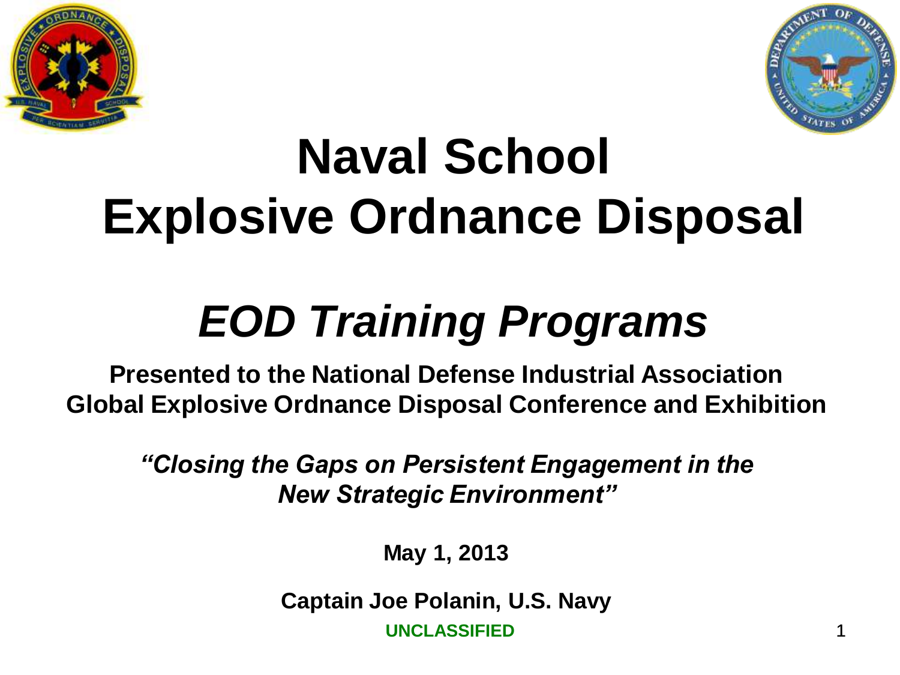# Naval School Explosive Ordnance Disposal

## *EOD Training Programs*

**Presented to the National Defense Industrial Association Global Explosive Ordnance Disposal Conference and Exhibition**

***"Closing the Gaps on Persistent Engagement in the New Strategic Environment"***

**May 1, 2013**

**Captain Joe Polanin, U.S. Navy**

**UNCLASSIFIED**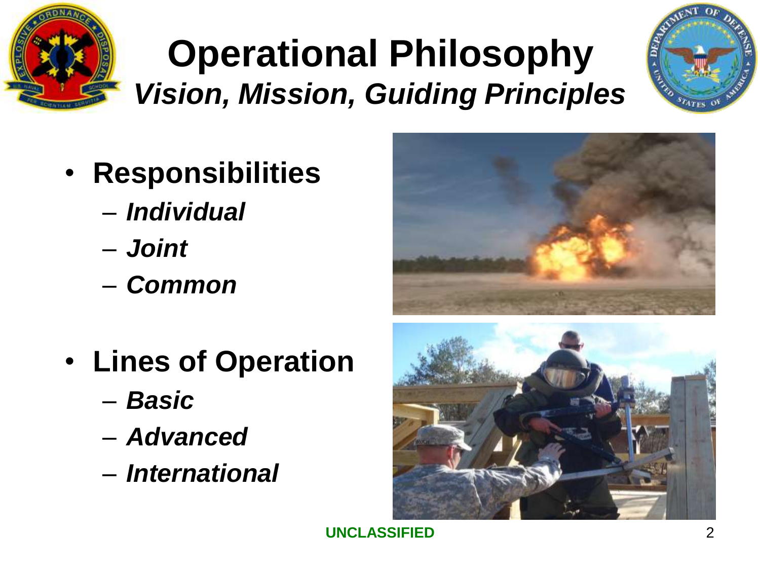# Operational Philosophy

## *Vision, Mission, Guiding Principles*

- **Responsibilities**
  - ***Individual***
  - ***Joint***
  - ***Common***

- **Lines of Operation**
  - ***Basic***
  - ***Advanced***
  - ***International***

**UNCLASSIFIED**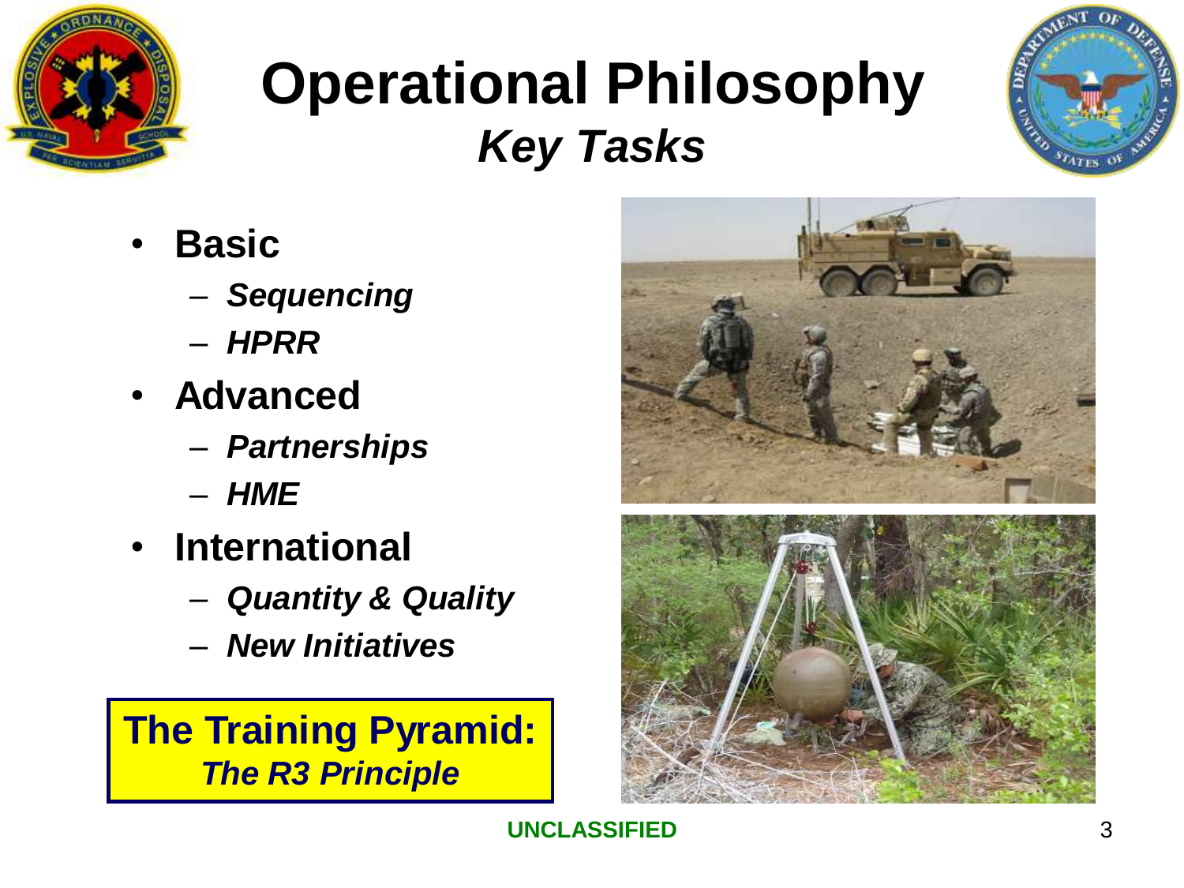# Operational Philosophy

## *Key Tasks*

- **Basic**
  - ***Sequencing***
  - ***HPRR***
- **Advanced**
  - ***Partnerships***
  - ***HME***
- **International**
  - ***Quantity & Quality***
  - ***New Initiatives***

**The Training Pyramid:**
***The R3 Principle***

UNCLASSIFIED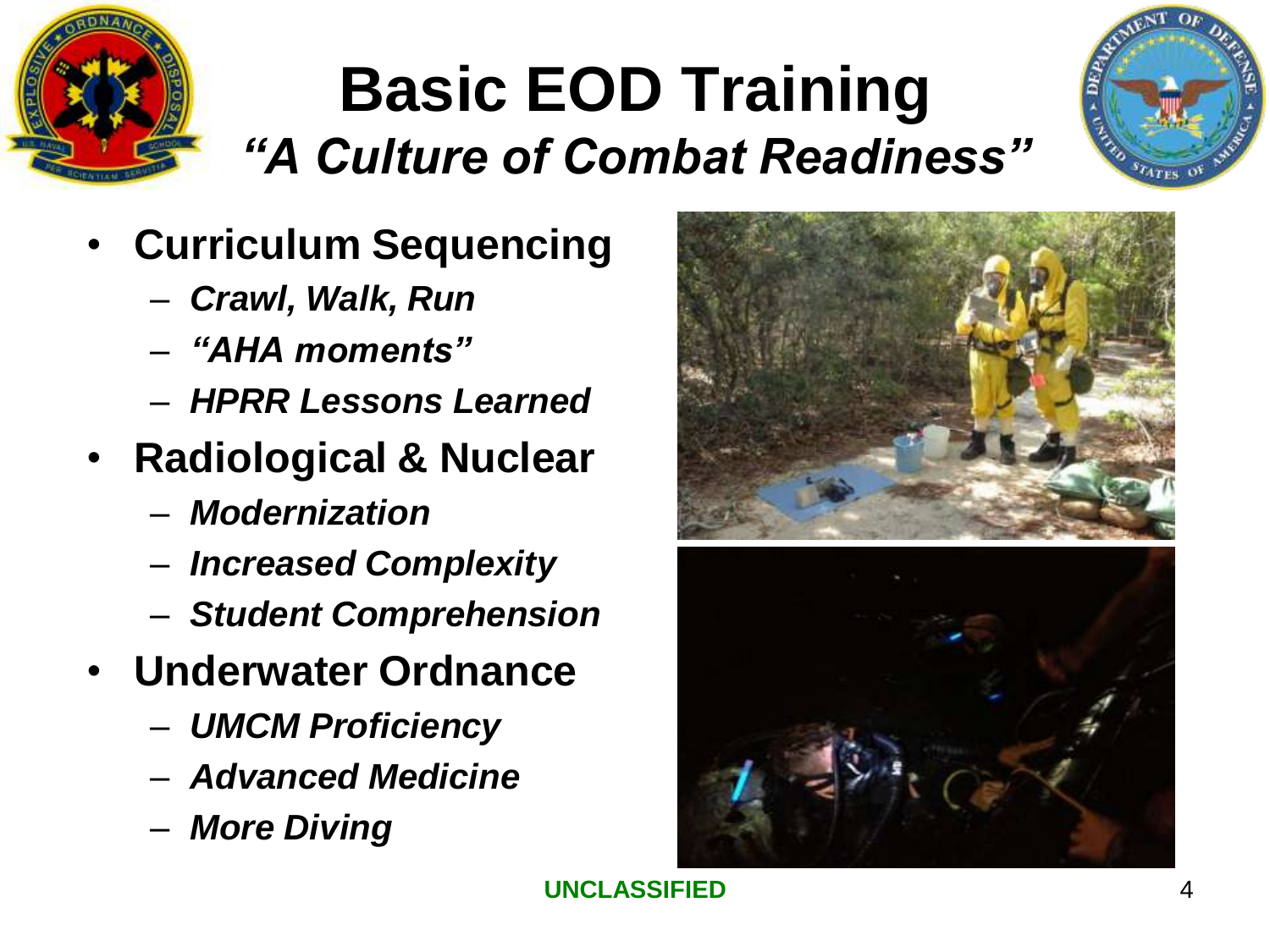# Basic EOD Training

## *"A Culture of Combat Readiness"*

- **Curriculum Sequencing**
  - ***Crawl, Walk, Run***
  - ***"AHA moments"***
  - ***HPRR Lessons Learned***
- **Radiological & Nuclear**
  - ***Modernization***
  - ***Increased Complexity***
  - ***Student Comprehension***
- **Underwater Ordnance**
  - ***UMCM Proficiency***
  - ***Advanced Medicine***
  - ***More Diving***

**UNCLASSIFIED**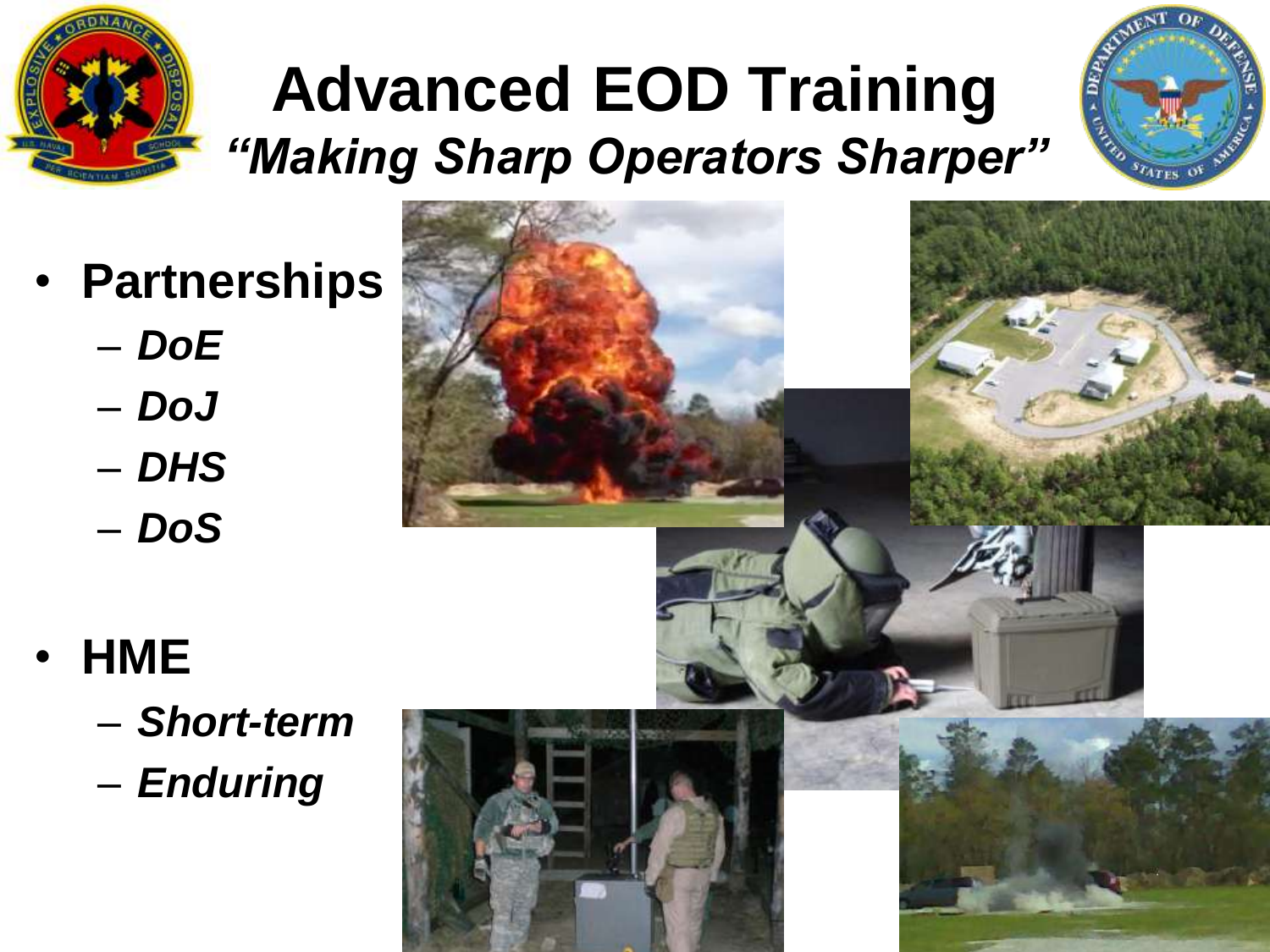# Advanced EOD Training

## *"Making Sharp Operators Sharper"*

- **Partnerships**
  - ***DoE***
  - ***DoJ***
  - ***DHS***
  - ***DoS***
- **HME**
  - ***Short-term***
  - ***Enduring***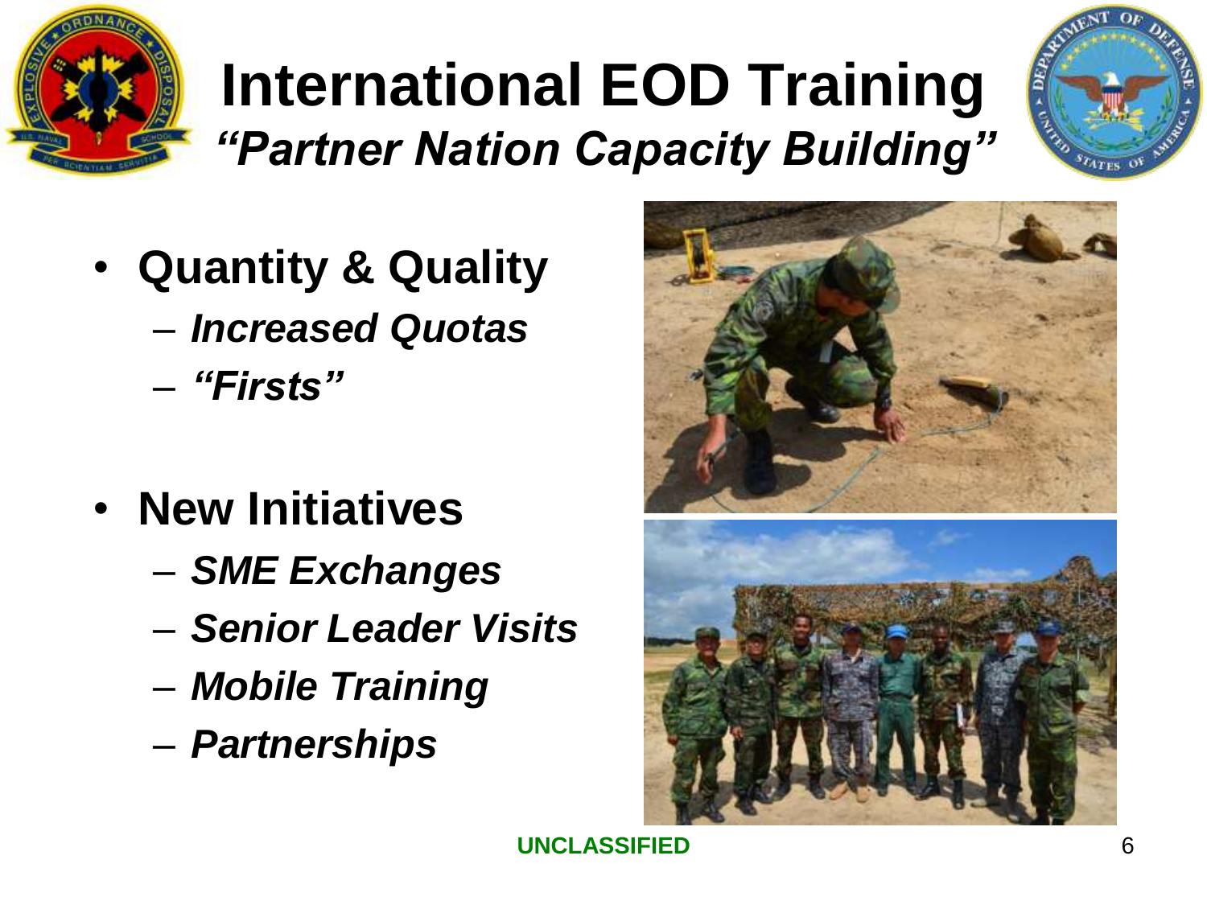# International EOD Training

## *"Partner Nation Capacity Building"*

- **Quantity & Quality**
  - ***Increased Quotas***
  - ***"Firsts"***

- **New Initiatives**
  - ***SME Exchanges***
  - ***Senior Leader Visits***
  - ***Mobile Training***
  - ***Partnerships***

**UNCLASSIFIED**